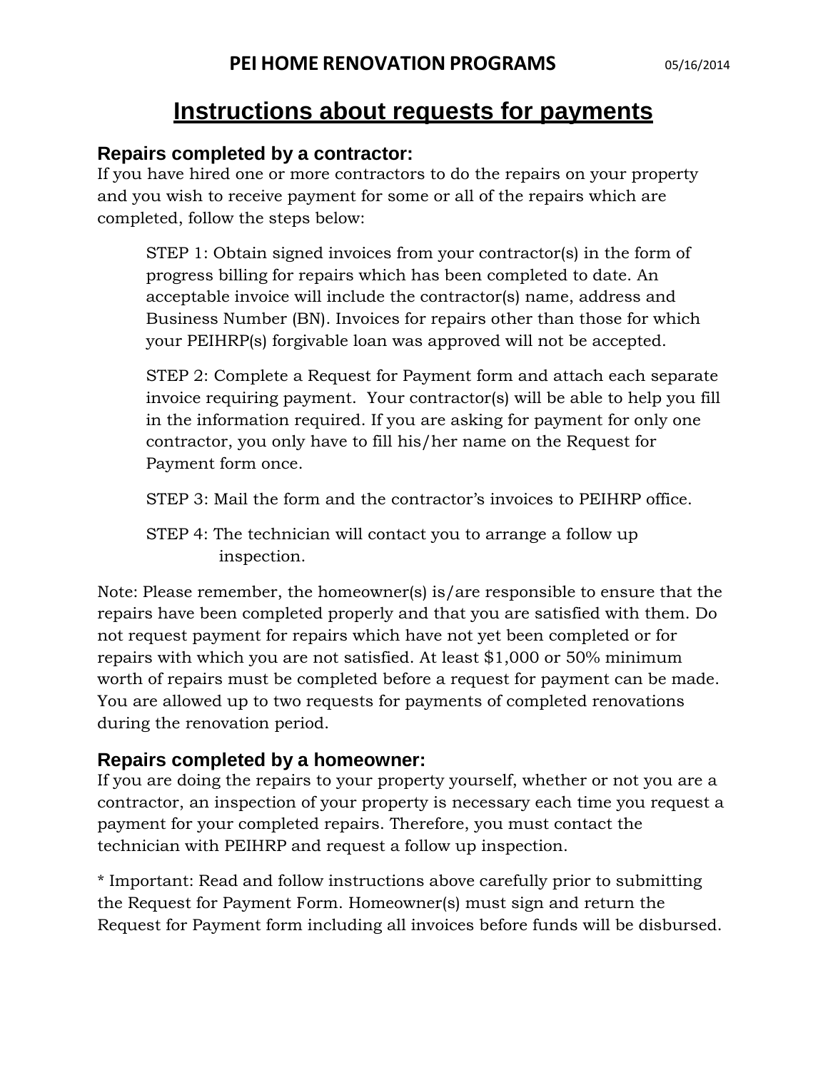# PEI HOME RENOVATION PROGRAMS

05/16/2014

## Instructions about requests for payments

### Repairs completed by a contractor:

If you have hired one or more contractors to do the repairs on your property and you wish to receive payment for some or all of the repairs which are completed, follow the steps below:

STEP 1: Obtain signed invoices from your contractor(s) in the form of progress billing for repairs which has been completed to date. An acceptable invoice will include the contractor(s) name, address and Business Number (BN). Invoices for repairs other than those for which your PEIHRP(s) forgivable loan was approved will not be accepted.

STEP 2: Complete a Request for Payment form and attach each separate invoice requiring payment. Your contractor(s) will be able to help you fill in the information required. If you are asking for payment for only one contractor, you only have to fill his/her name on the Request for Payment form once.

STEP 3: Mail the form and the contractor's invoices to PEIHRP office.

STEP 4: The technician will contact you to arrange a follow up inspection.

Note: Please remember, the homeowner(s) is/are responsible to ensure that the repairs have been completed properly and that you are satisfied with them. Do not request payment for repairs which have not yet been completed or for repairs with which you are not satisfied. At least $1,000 or 50% minimum worth of repairs must be completed before a request for payment can be made. You are allowed up to two requests for payments of completed renovations during the renovation period.

### Repairs completed by a homeowner:

If you are doing the repairs to your property yourself, whether or not you are a contractor, an inspection of your property is necessary each time you request a payment for your completed repairs. Therefore, you must contact the technician with PEIHRP and request a follow up inspection.

* Important: Read and follow instructions above carefully prior to submitting the Request for Payment Form. Homeowner(s) must sign and return the Request for Payment form including all invoices before funds will be disbursed.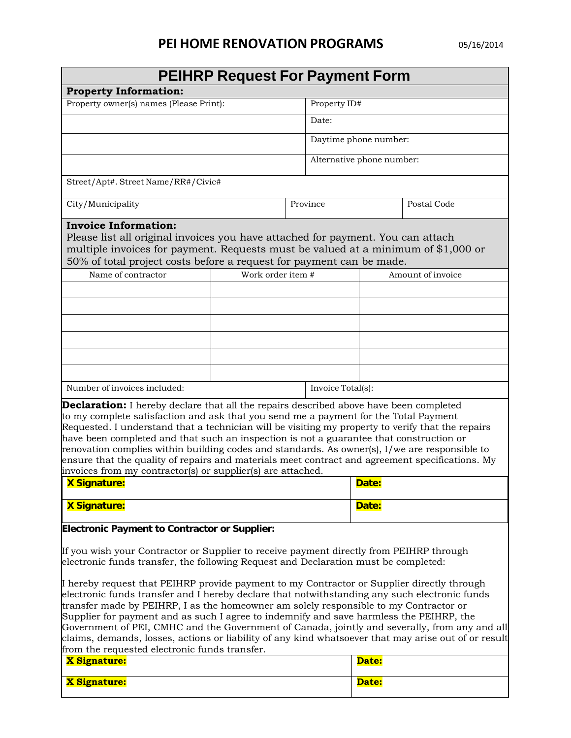# PEI HOME RENOVATION PROGRAMS

05/16/2014

## PEIHRP Request For Payment Form

**Property Information:**

| | |
|---|---|
| Property owner(s) names (Please Print): | Property ID# |
| | Date: |
| | Daytime phone number: |
| | Alternative phone number: |

| | | |
|---|---|---|
| Street/Apt#. Street Name/RR#/Civic# | | |
| City/Municipality | Province | Postal Code |

**Invoice Information:**
Please list all original invoices you have attached for payment. You can attach multiple invoices for payment. Requests must be valued at a minimum of $1,000 or 50% of total project costs before a request for payment can be made.

| Name of contractor | Work order item # | Amount of invoice |
|---|---|---|
| | | |
| | | |
| | | |
| | | |
| | | |
| | | |

| | |
|---|---|
| Number of invoices included: | Invoice Total(s): |

**Declaration:** I hereby declare that all the repairs described above have been completed to my complete satisfaction and ask that you send me a payment for the Total Payment Requested. I understand that a technician will be visiting my property to verify that the repairs have been completed and that such an inspection is not a guarantee that construction or renovation complies within building codes and standards. As owner(s), I/we are responsible to ensure that the quality of repairs and materials meet contract and agreement specifications. My invoices from my contractor(s) or supplier(s) are attached.

| | |
|---|---|
| **X Signature:** | **Date:** |
| **X Signature:** | **Date:** |

**Electronic Payment to Contractor or Supplier:**

If you wish your Contractor or Supplier to receive payment directly from PEIHRP through electronic funds transfer, the following Request and Declaration must be completed:

I hereby request that PEIHRP provide payment to my Contractor or Supplier directly through electronic funds transfer and I hereby declare that notwithstanding any such electronic funds transfer made by PEIHRP, I as the homeowner am solely responsible to my Contractor or Supplier for payment and as such I agree to indemnify and save harmless the PEIHRP, the Government of PEI, CMHC and the Government of Canada, jointly and severally, from any and all claims, demands, losses, actions or liability of any kind whatsoever that may arise out of or result from the requested electronic funds transfer.

| | |
|---|---|
| **X Signature:** | **Date:** |
| **X Signature:** | **Date:** |